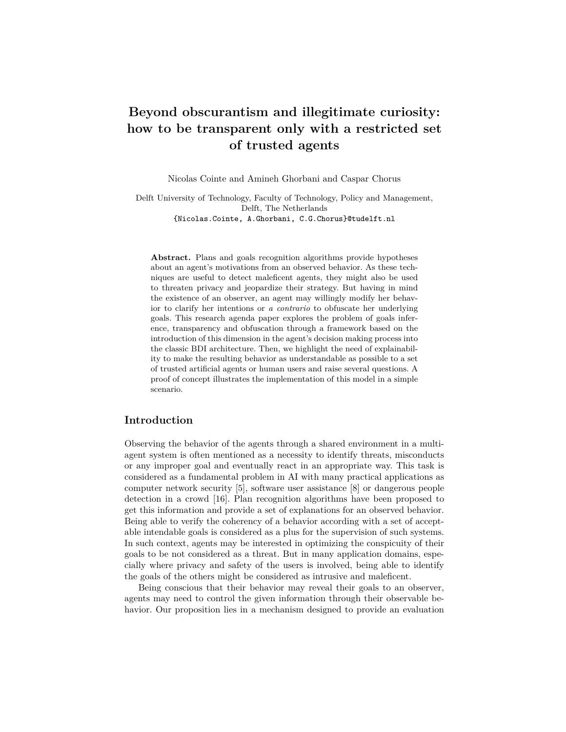# Beyond obscurantism and illegitimate curiosity: how to be transparent only with a restricted set of trusted agents

Nicolas Cointe and Amineh Ghorbani and Caspar Chorus

Delft University of Technology, Faculty of Technology, Policy and Management, Delft, The Netherlands
{Nicolas.Cointe, A.Ghorbani, C.G.Chorus}@tudelft.nl

**Abstract.** Plans and goals recognition algorithms provide hypotheses about an agent's motivations from an observed behavior. As these techniques are useful to detect maleficent agents, they might also be used to threaten privacy and jeopardize their strategy. But having in mind the existence of an observer, an agent may willingly modify her behavior to clarify her intentions or *a contrario* to obfuscate her underlying goals. This research agenda paper explores the problem of goals inference, transparency and obfuscation through a framework based on the introduction of this dimension in the agent's decision making process into the classic BDI architecture. Then, we highlight the need of explainability to make the resulting behavior as understandable as possible to a set of trusted artificial agents or human users and raise several questions. A proof of concept illustrates the implementation of this model in a simple scenario.

## Introduction

Observing the behavior of the agents through a shared environment in a multi-agent system is often mentioned as a necessity to identify threats, misconducts or any improper goal and eventually react in an appropriate way. This task is considered as a fundamental problem in AI with many practical applications as computer network security [5], software user assistance [8] or dangerous people detection in a crowd [16]. Plan recognition algorithms have been proposed to get this information and provide a set of explanations for an observed behavior. Being able to verify the coherency of a behavior according with a set of acceptable intendable goals is considered as a plus for the supervision of such systems. In such context, agents may be interested in optimizing the conspicuity of their goals to be not considered as a threat. But in many application domains, especially where privacy and safety of the users is involved, being able to identify the goals of the others might be considered as intrusive and maleficent.

Being conscious that their behavior may reveal their goals to an observer, agents may need to control the given information through their observable behavior. Our proposition lies in a mechanism designed to provide an evaluation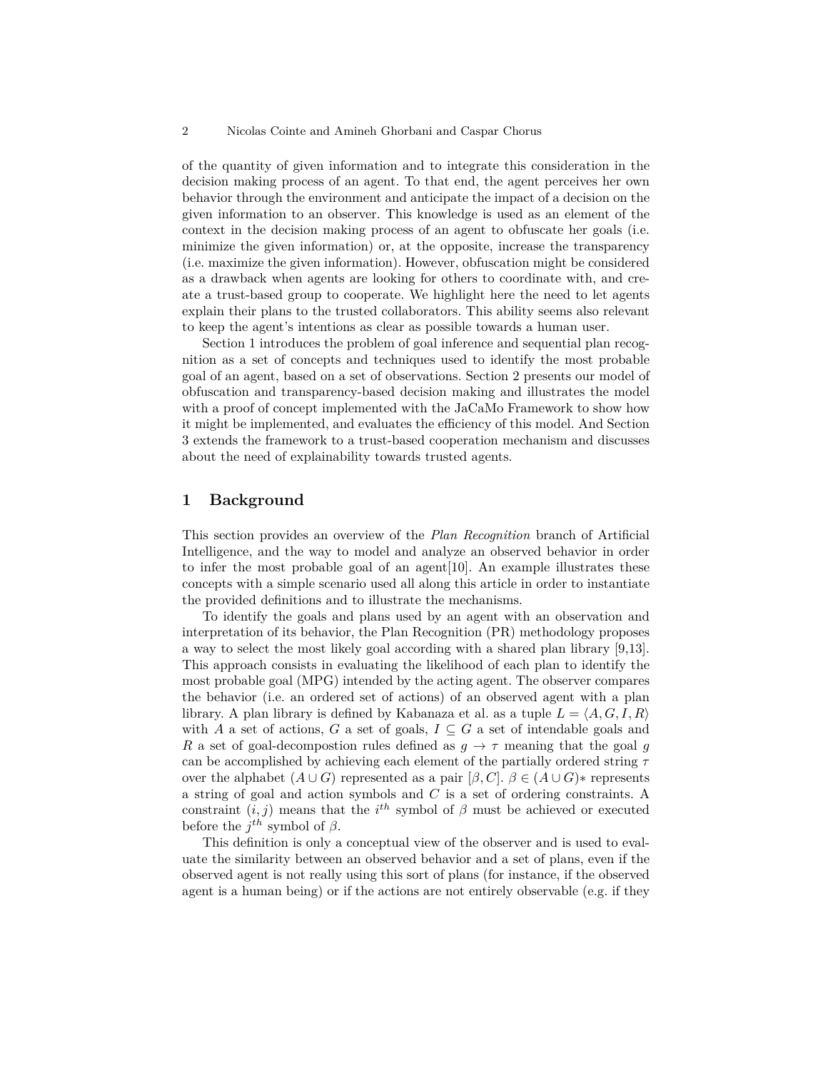of the quantity of given information and to integrate this consideration in the decision making process of an agent. To that end, the agent perceives her own behavior through the environment and anticipate the impact of a decision on the given information to an observer. This knowledge is used as an element of the context in the decision making process of an agent to obfuscate her goals (i.e. minimize the given information) or, at the opposite, increase the transparency (i.e. maximize the given information). However, obfuscation might be considered as a drawback when agents are looking for others to coordinate with, and create a trust-based group to cooperate. We highlight here the need to let agents explain their plans to the trusted collaborators. This ability seems also relevant to keep the agent's intentions as clear as possible towards a human user.

Section 1 introduces the problem of goal inference and sequential plan recognition as a set of concepts and techniques used to identify the most probable goal of an agent, based on a set of observations. Section 2 presents our model of obfuscation and transparency-based decision making and illustrates the model with a proof of concept implemented with the JaCaMo Framework to show how it might be implemented, and evaluates the efficiency of this model. And Section 3 extends the framework to a trust-based cooperation mechanism and discusses about the need of explainability towards trusted agents.

# 1 Background

This section provides an overview of the *Plan Recognition* branch of Artificial Intelligence, and the way to model and analyze an observed behavior in order to infer the most probable goal of an agent[10]. An example illustrates these concepts with a simple scenario used all along this article in order to instantiate the provided definitions and to illustrate the mechanisms.

To identify the goals and plans used by an agent with an observation and interpretation of its behavior, the Plan Recognition (PR) methodology proposes a way to select the most likely goal according with a shared plan library [9,13]. This approach consists in evaluating the likelihood of each plan to identify the most probable goal (MPG) intended by the acting agent. The observer compares the behavior (i.e. an ordered set of actions) of an observed agent with a plan library. A plan library is defined by Kabanaza et al. as a tuple $L = \langle A, G, I, R \rangle$ with $A$ a set of actions, $G$ a set of goals, $I \subseteq G$ a set of intendable goals and $R$ a set of goal-decompostion rules defined as $g \rightarrow \tau$ meaning that the goal $g$ can be accomplished by achieving each element of the partially ordered string $\tau$ over the alphabet $(A \cup G)$ represented as a pair $[\beta, C]$. $\beta \in (A \cup G)*$ represents a string of goal and action symbols and $C$ is a set of ordering constraints. A constraint $(i, j)$ means that the $i^{th}$ symbol of $\beta$ must be achieved or executed before the $j^{th}$ symbol of $\beta$.

This definition is only a conceptual view of the observer and is used to evaluate the similarity between an observed behavior and a set of plans, even if the observed agent is not really using this sort of plans (for instance, if the observed agent is a human being) or if the actions are not entirely observable (e.g. if they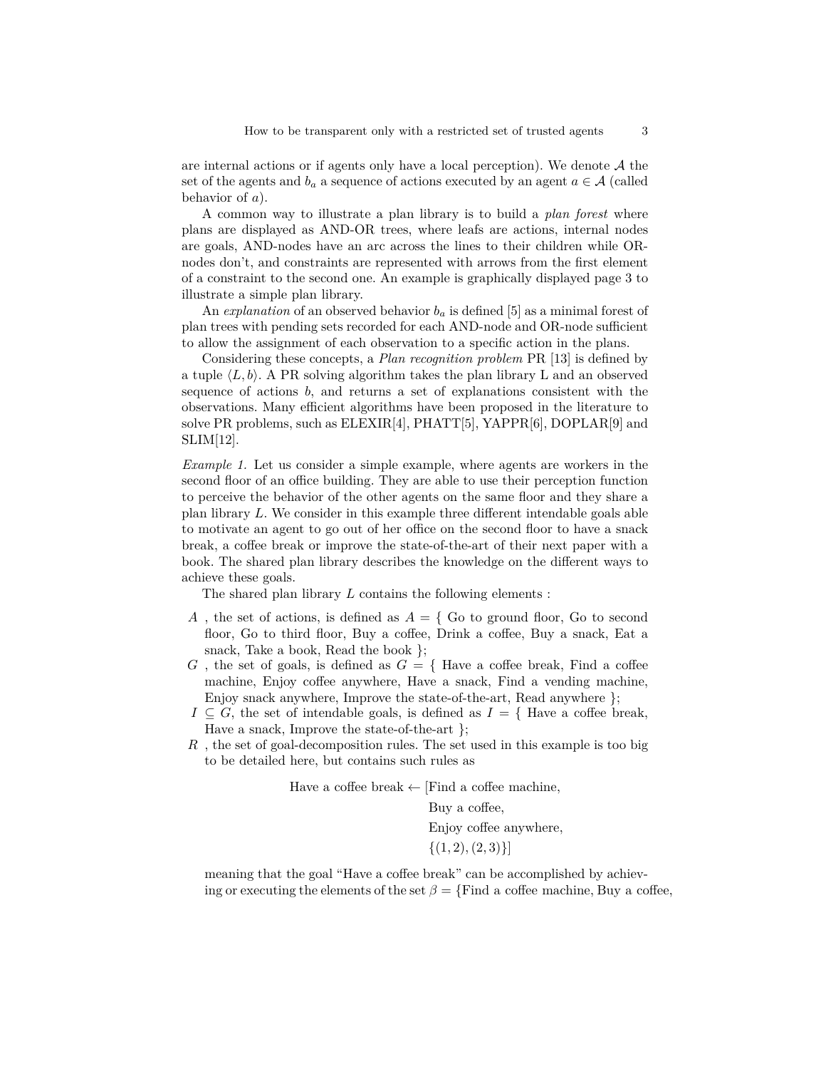are internal actions or if agents only have a local perception). We denote $\mathcal{A}$ the set of the agents and $b_a$ a sequence of actions executed by an agent $a \in \mathcal{A}$ (called behavior of $a$).

A common way to illustrate a plan library is to build a *plan forest* where plans are displayed as AND-OR trees, where leafs are actions, internal nodes are goals, AND-nodes have an arc across the lines to their children while OR-nodes don't, and constraints are represented with arrows from the first element of a constraint to the second one. An example is graphically displayed page 3 to illustrate a simple plan library.

An *explanation* of an observed behavior $b_a$ is defined [5] as a minimal forest of plan trees with pending sets recorded for each AND-node and OR-node sufficient to allow the assignment of each observation to a specific action in the plans.

Considering these concepts, a *Plan recognition problem* PR [13] is defined by a tuple $\langle L, b \rangle$. A PR solving algorithm takes the plan library L and an observed sequence of actions $b$, and returns a set of explanations consistent with the observations. Many efficient algorithms have been proposed in the literature to solve PR problems, such as ELEXIR[4], PHATT[5], YAPPR[6], DOPLAR[9] and SLIM[12].

*Example 1.* Let us consider a simple example, where agents are workers in the second floor of an office building. They are able to use their perception function to perceive the behavior of the other agents on the same floor and they share a plan library $L$. We consider in this example three different intendable goals able to motivate an agent to go out of her office on the second floor to have a snack break, a coffee break or improve the state-of-the-art of their next paper with a book. The shared plan library describes the knowledge on the different ways to achieve these goals.

The shared plan library $L$ contains the following elements :

- $A$ , the set of actions, is defined as $A = \{$ Go to ground floor, Go to second floor, Go to third floor, Buy a coffee, Drink a coffee, Buy a snack, Eat a snack, Take a book, Read the book $\}$;
- $G$ , the set of goals, is defined as $G = \{$ Have a coffee break, Find a coffee machine, Enjoy coffee anywhere, Have a snack, Find a vending machine, Enjoy snack anywhere, Improve the state-of-the-art, Read anywhere $\}$;
- $I \subseteq G$, the set of intendable goals, is defined as $I = \{$ Have a coffee break, Have a snack, Improve the state-of-the-art $\}$;
- $R$ , the set of goal-decomposition rules. The set used in this example is too big to be detailed here, but contains such rules as

$$\text{Have a coffee break} \leftarrow [\text{Find a coffee machine}, \text{Buy a coffee}, \text{Enjoy coffee anywhere}, \{(1,2),(2,3)\}]$$

  meaning that the goal "Have a coffee break" can be accomplished by achieving or executing the elements of the set $\beta = \{$Find a coffee machine, Buy a coffee,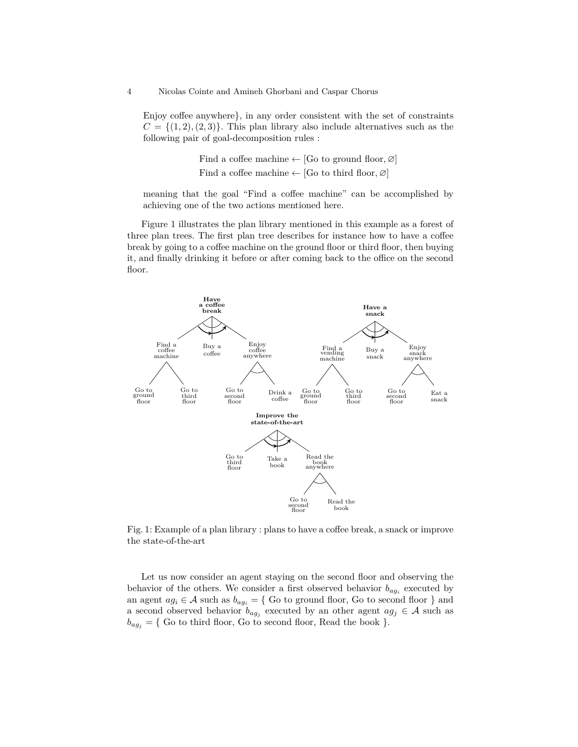Enjoy coffee anywhere}, in any order consistent with the set of constraints $C = \{(1, 2), (2, 3)\}$. This plan library also include alternatives such as the following pair of goal-decomposition rules :

$$\text{Find a coffee machine} \leftarrow [\text{Go to ground floor}, \varnothing]$$
$$\text{Find a coffee machine} \leftarrow [\text{Go to third floor}, \varnothing]$$

meaning that the goal "Find a coffee machine" can be accomplished by achieving one of the two actions mentioned here.

Figure 1 illustrates the plan library mentioned in this example as a forest of three plan trees. The first plan tree describes for instance how to have a coffee break by going to a coffee machine on the ground floor or third floor, then buying it, and finally drinking it before or after coming back to the office on the second floor.

Fig. 1: Example of a plan library : plans to have a coffee break, a snack or improve the state-of-the-art

Let us now consider an agent staying on the second floor and observing the behavior of the others. We consider a first observed behavior $b_{ag_i}$ executed by an agent $ag_i \in \mathcal{A}$ such as $b_{ag_i} = \{$ Go to ground floor, Go to second floor $\}$ and a second observed behavior $b_{ag_j}$ executed by an other agent $ag_j \in \mathcal{A}$ such as $b_{ag_j} = \{$ Go to third floor, Go to second floor, Read the book $\}$.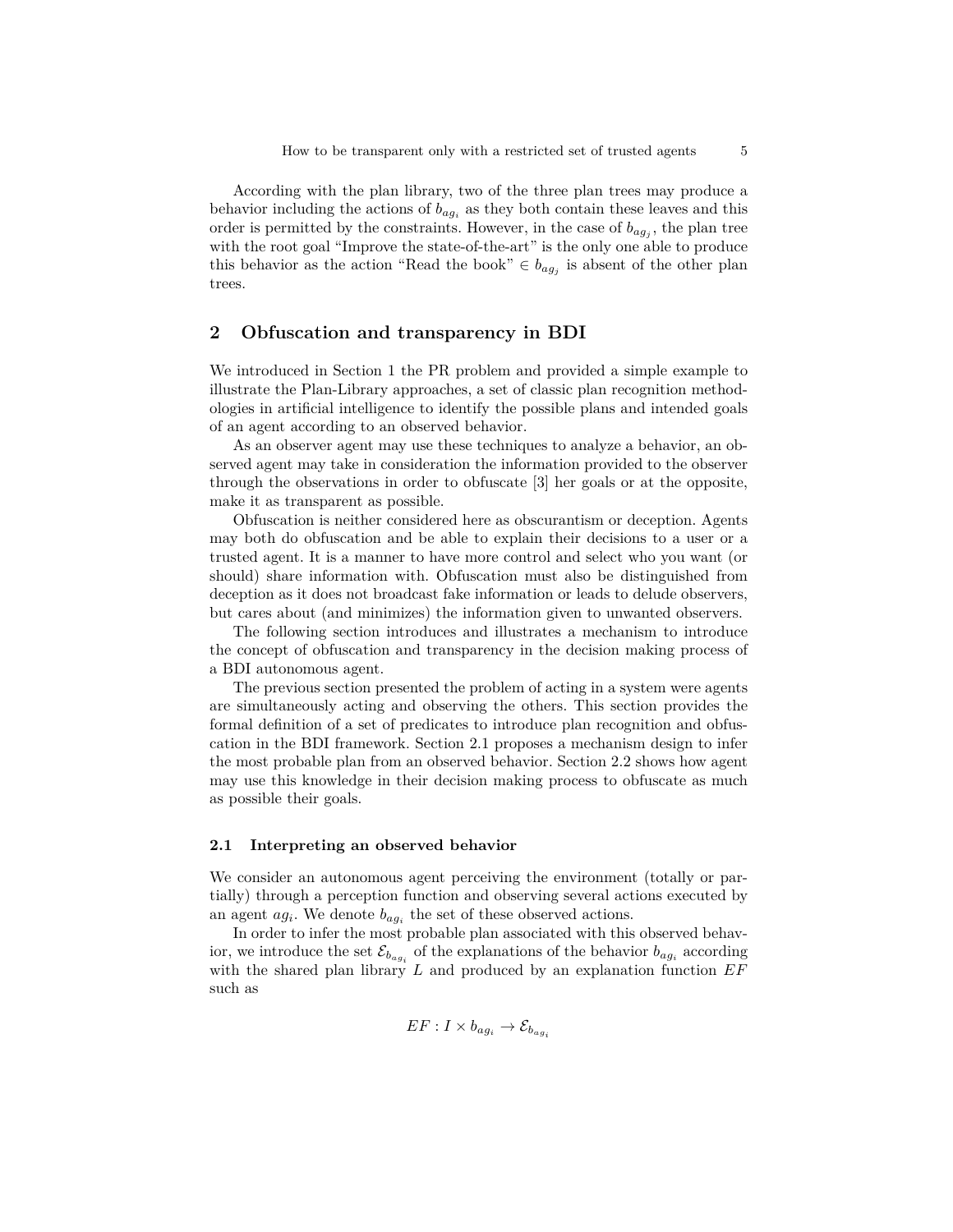According with the plan library, two of the three plan trees may produce a behavior including the actions of $b_{ag_i}$ as they both contain these leaves and this order is permitted by the constraints. However, in the case of $b_{ag_j}$, the plan tree with the root goal "Improve the state-of-the-art" is the only one able to produce this behavior as the action "Read the book" $\in b_{ag_j}$ is absent of the other plan trees.

## 2 Obfuscation and transparency in BDI

We introduced in Section 1 the PR problem and provided a simple example to illustrate the Plan-Library approaches, a set of classic plan recognition methodologies in artificial intelligence to identify the possible plans and intended goals of an agent according to an observed behavior.

As an observer agent may use these techniques to analyze a behavior, an observed agent may take in consideration the information provided to the observer through the observations in order to obfuscate [3] her goals or at the opposite, make it as transparent as possible.

Obfuscation is neither considered here as obscurantism or deception. Agents may both do obfuscation and be able to explain their decisions to a user or a trusted agent. It is a manner to have more control and select who you want (or should) share information with. Obfuscation must also be distinguished from deception as it does not broadcast fake information or leads to delude observers, but cares about (and minimizes) the information given to unwanted observers.

The following section introduces and illustrates a mechanism to introduce the concept of obfuscation and transparency in the decision making process of a BDI autonomous agent.

The previous section presented the problem of acting in a system were agents are simultaneously acting and observing the others. This section provides the formal definition of a set of predicates to introduce plan recognition and obfuscation in the BDI framework. Section 2.1 proposes a mechanism design to infer the most probable plan from an observed behavior. Section 2.2 shows how agent may use this knowledge in their decision making process to obfuscate as much as possible their goals.

### 2.1 Interpreting an observed behavior

We consider an autonomous agent perceiving the environment (totally or partially) through a perception function and observing several actions executed by an agent $ag_i$. We denote $b_{ag_i}$ the set of these observed actions.

In order to infer the most probable plan associated with this observed behavior, we introduce the set $\mathcal{E}_{b_{ag_i}}$ of the explanations of the behavior $b_{ag_i}$ according with the shared plan library $L$ and produced by an explanation function $EF$ such as

$$EF : I \times b_{ag_i} \rightarrow \mathcal{E}_{b_{ag_i}}$$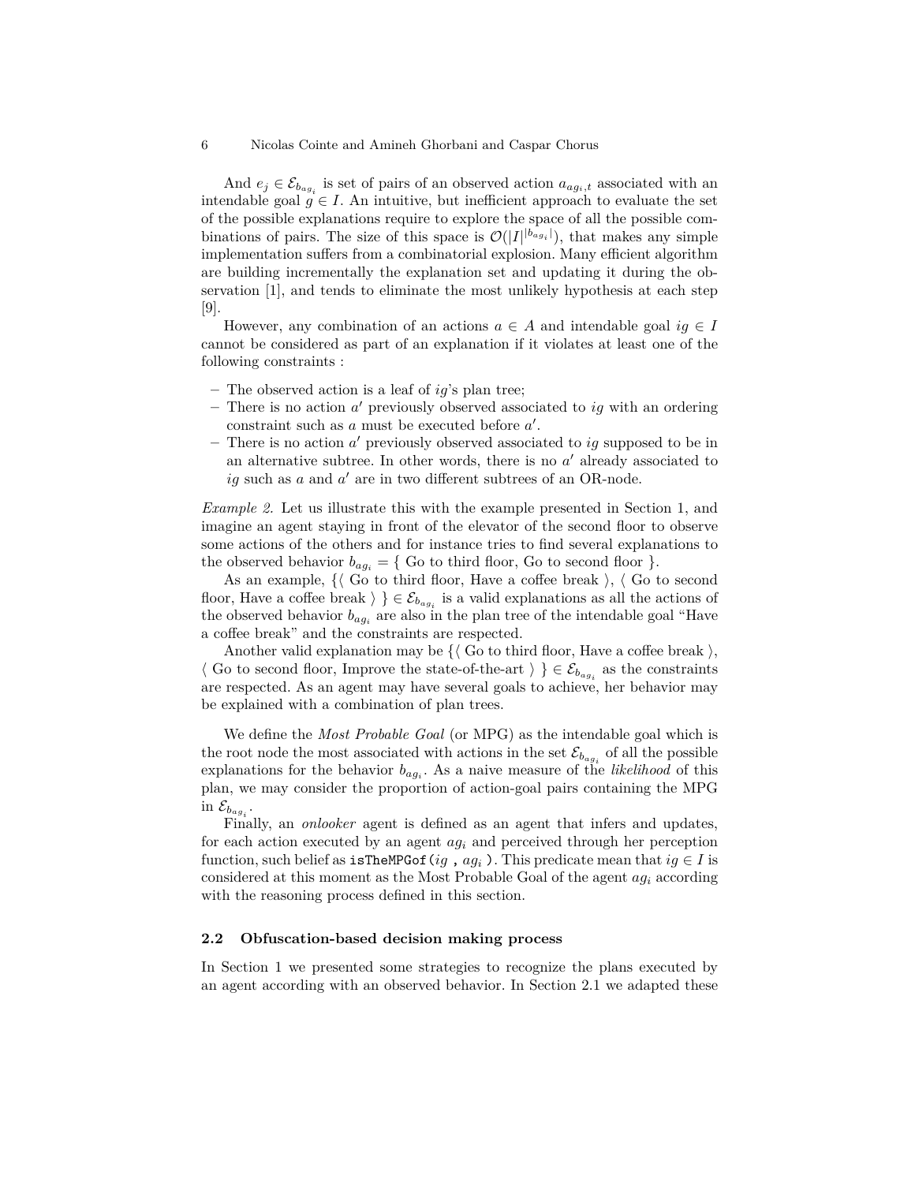And $e_j \in \mathcal{E}_{b_{ag_i}}$ is set of pairs of an observed action $a_{ag_i,t}$ associated with an intendable goal $g \in I$. An intuitive, but inefficient approach to evaluate the set of the possible explanations require to explore the space of all the possible combinations of pairs. The size of this space is $\mathcal{O}(|I|^{|b_{ag_i}|})$, that makes any simple implementation suffers from a combinatorial explosion. Many efficient algorithm are building incrementally the explanation set and updating it during the observation [1], and tends to eliminate the most unlikely hypothesis at each step [9].

However, any combination of an actions $a \in A$ and intendable goal $ig \in I$ cannot be considered as part of an explanation if it violates at least one of the following constraints :

- The observed action is a leaf of $ig$'s plan tree;
- There is no action $a'$ previously observed associated to $ig$ with an ordering constraint such as $a$ must be executed before $a'$.
- There is no action $a'$ previously observed associated to $ig$ supposed to be in an alternative subtree. In other words, there is no $a'$ already associated to $ig$ such as $a$ and $a'$ are in two different subtrees of an OR-node.

*Example 2.* Let us illustrate this with the example presented in Section 1, and imagine an agent staying in front of the elevator of the second floor to observe some actions of the others and for instance tries to find several explanations to the observed behavior $b_{ag_i} = \{$ Go to third floor, Go to second floor $\}$.

As an example, $\{\langle$ Go to third floor, Have a coffee break $\rangle$, $\langle$ Go to second floor, Have a coffee break $\rangle\} \in \mathcal{E}_{b_{ag_i}}$ is a valid explanations as all the actions of the observed behavior $b_{ag_i}$ are also in the plan tree of the intendable goal "Have a coffee break" and the constraints are respected.

Another valid explanation may be $\{\langle$ Go to third floor, Have a coffee break $\rangle$, $\langle$ Go to second floor, Improve the state-of-the-art $\rangle\} \in \mathcal{E}_{b_{ag_i}}$ as the constraints are respected. As an agent may have several goals to achieve, her behavior may be explained with a combination of plan trees.

We define the *Most Probable Goal* (or MPG) as the intendable goal which is the root node the most associated with actions in the set $\mathcal{E}_{b_{ag_i}}$ of all the possible explanations for the behavior $b_{ag_i}$. As a naive measure of the *likelihood* of this plan, we may consider the proportion of action-goal pairs containing the MPG in $\mathcal{E}_{b_{ag_i}}$.

Finally, an *onlooker* agent is defined as an agent that infers and updates, for each action executed by an agent $ag_i$ and perceived through her perception function, such belief as `isTheMPGof(`$ig$ `,` $ag_i$ `)`. This predicate mean that $ig \in I$ is considered at this moment as the Most Probable Goal of the agent $ag_i$ according with the reasoning process defined in this section.

### 2.2 Obfuscation-based decision making process

In Section 1 we presented some strategies to recognize the plans executed by an agent according with an observed behavior. In Section 2.1 we adapted these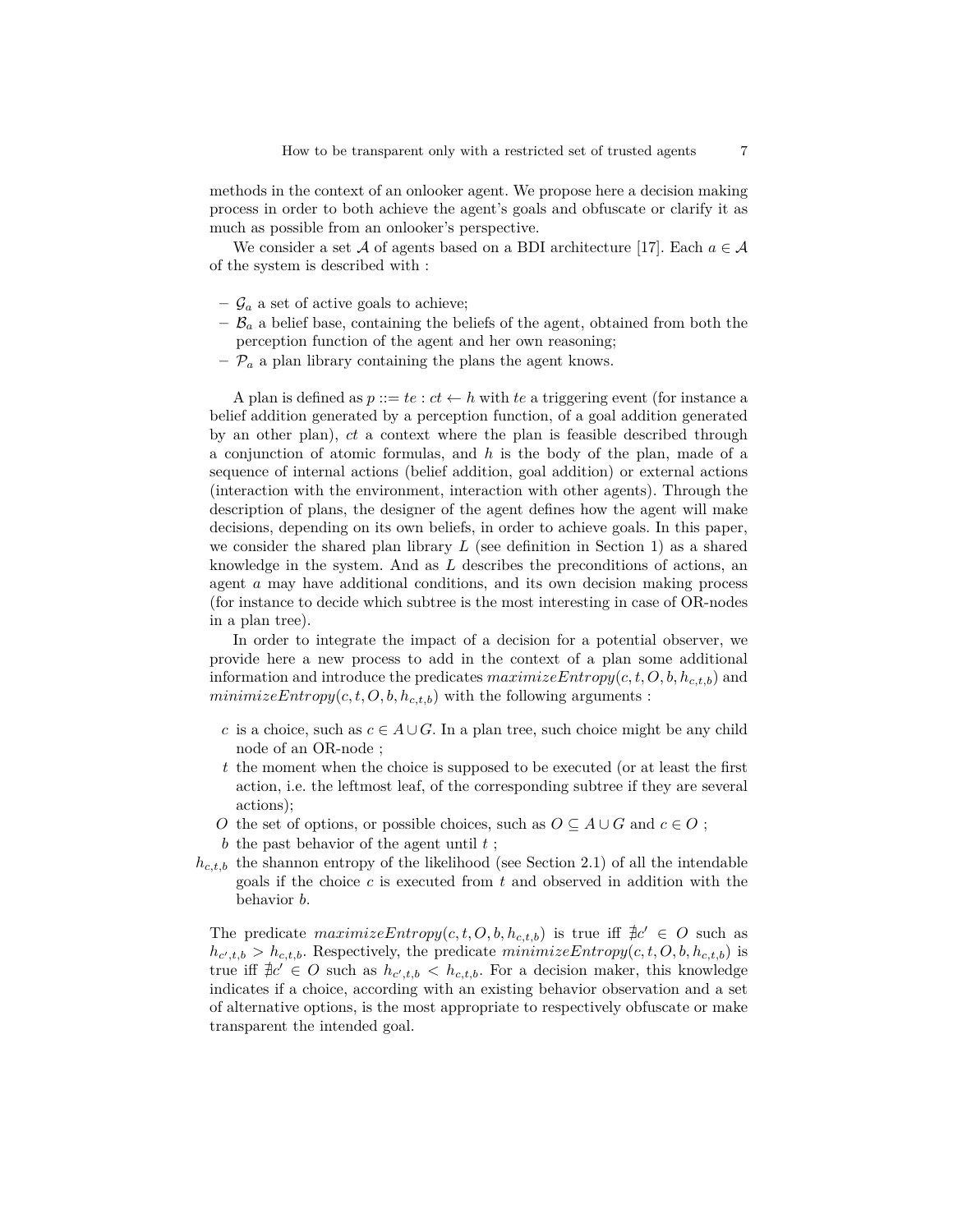methods in the context of an onlooker agent. We propose here a decision making process in order to both achieve the agent's goals and obfuscate or clarify it as much as possible from an onlooker's perspective.

We consider a set $\mathcal{A}$ of agents based on a BDI architecture [17]. Each $a \in \mathcal{A}$ of the system is described with :

- $\mathcal{G}_a$ a set of active goals to achieve;
- $\mathcal{B}_a$ a belief base, containing the beliefs of the agent, obtained from both the perception function of the agent and her own reasoning;
- $\mathcal{P}_a$ a plan library containing the plans the agent knows.

A plan is defined as $p ::= te : ct \leftarrow h$ with $te$ a triggering event (for instance a belief addition generated by a perception function, of a goal addition generated by an other plan), $ct$ a context where the plan is feasible described through a conjunction of atomic formulas, and $h$ is the body of the plan, made of a sequence of internal actions (belief addition, goal addition) or external actions (interaction with the environment, interaction with other agents). Through the description of plans, the designer of the agent defines how the agent will make decisions, depending on its own beliefs, in order to achieve goals. In this paper, we consider the shared plan library $L$ (see definition in Section 1) as a shared knowledge in the system. And as $L$ describes the preconditions of actions, an agent $a$ may have additional conditions, and its own decision making process (for instance to decide which subtree is the most interesting in case of OR-nodes in a plan tree).

In order to integrate the impact of a decision for a potential observer, we provide here a new process to add in the context of a plan some additional information and introduce the predicates $maximizeEntropy(c, t, O, b, h_{c,t,b})$ and $minimizeEntropy(c, t, O, b, h_{c,t,b})$ with the following arguments :

- $c$ is a choice, such as $c \in A \cup G$. In a plan tree, such choice might be any child node of an OR-node ;
- $t$ the moment when the choice is supposed to be executed (or at least the first action, i.e. the leftmost leaf, of the corresponding subtree if they are several actions);
- $O$ the set of options, or possible choices, such as $O \subseteq A \cup G$ and $c \in O$ ;
- $b$ the past behavior of the agent until $t$ ;
- $h_{c,t,b}$ the shannon entropy of the likelihood (see Section 2.1) of all the intendable goals if the choice $c$ is executed from $t$ and observed in addition with the behavior $b$.

The predicate $maximizeEntropy(c, t, O, b, h_{c,t,b})$ is true iff $\nexists c' \in O$ such as $h_{c',t,b} > h_{c,t,b}$. Respectively, the predicate $minimizeEntropy(c, t, O, b, h_{c,t,b})$ is true iff $\nexists c' \in O$ such as $h_{c',t,b} < h_{c,t,b}$. For a decision maker, this knowledge indicates if a choice, according with an existing behavior observation and a set of alternative options, is the most appropriate to respectively obfuscate or make transparent the intended goal.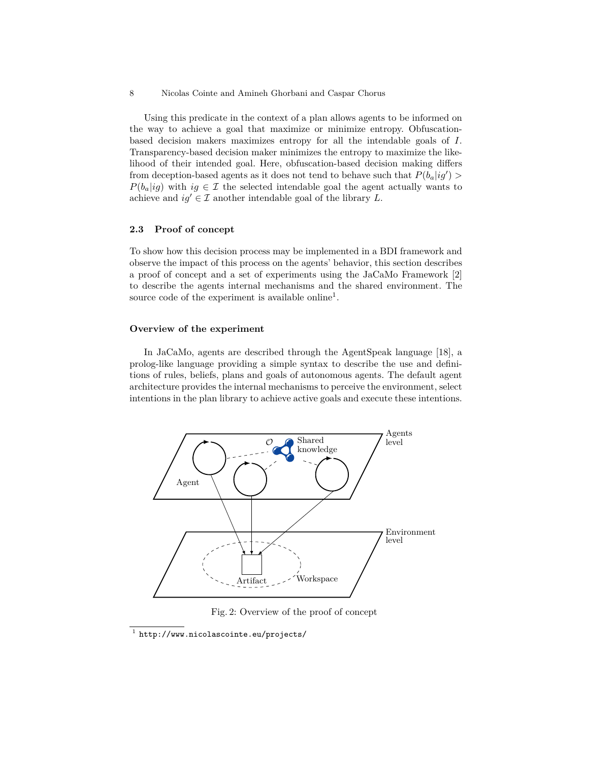Using this predicate in the context of a plan allows agents to be informed on the way to achieve a goal that maximize or minimize entropy. Obfuscation-based decision makers maximizes entropy for all the intendable goals of $I$. Transparency-based decision maker minimizes the entropy to maximize the likelihood of their intended goal. Here, obfuscation-based decision making differs from deception-based agents as it does not tend to behave such that $P(b_a|ig') > P(b_a|ig)$ with $ig \in \mathcal{I}$ the selected intendable goal the agent actually wants to achieve and $ig' \in \mathcal{I}$ another intendable goal of the library $L$.

### 2.3 Proof of concept

To show how this decision process may be implemented in a BDI framework and observe the impact of this process on the agents' behavior, this section describes a proof of concept and a set of experiments using the JaCaMo Framework [2] to describe the agents internal mechanisms and the shared environment. The source code of the experiment is available online[1].

#### Overview of the experiment

In JaCaMo, agents are described through the AgentSpeak language [18], a prolog-like language providing a simple syntax to describe the use and definitions of rules, beliefs, plans and goals of autonomous agents. The default agent architecture provides the internal mechanisms to perceive the environment, select intentions in the plan library to achieve active goals and execute these intentions.

Fig. 2: Overview of the proof of concept

[1] http://www.nicolascointe.eu/projects/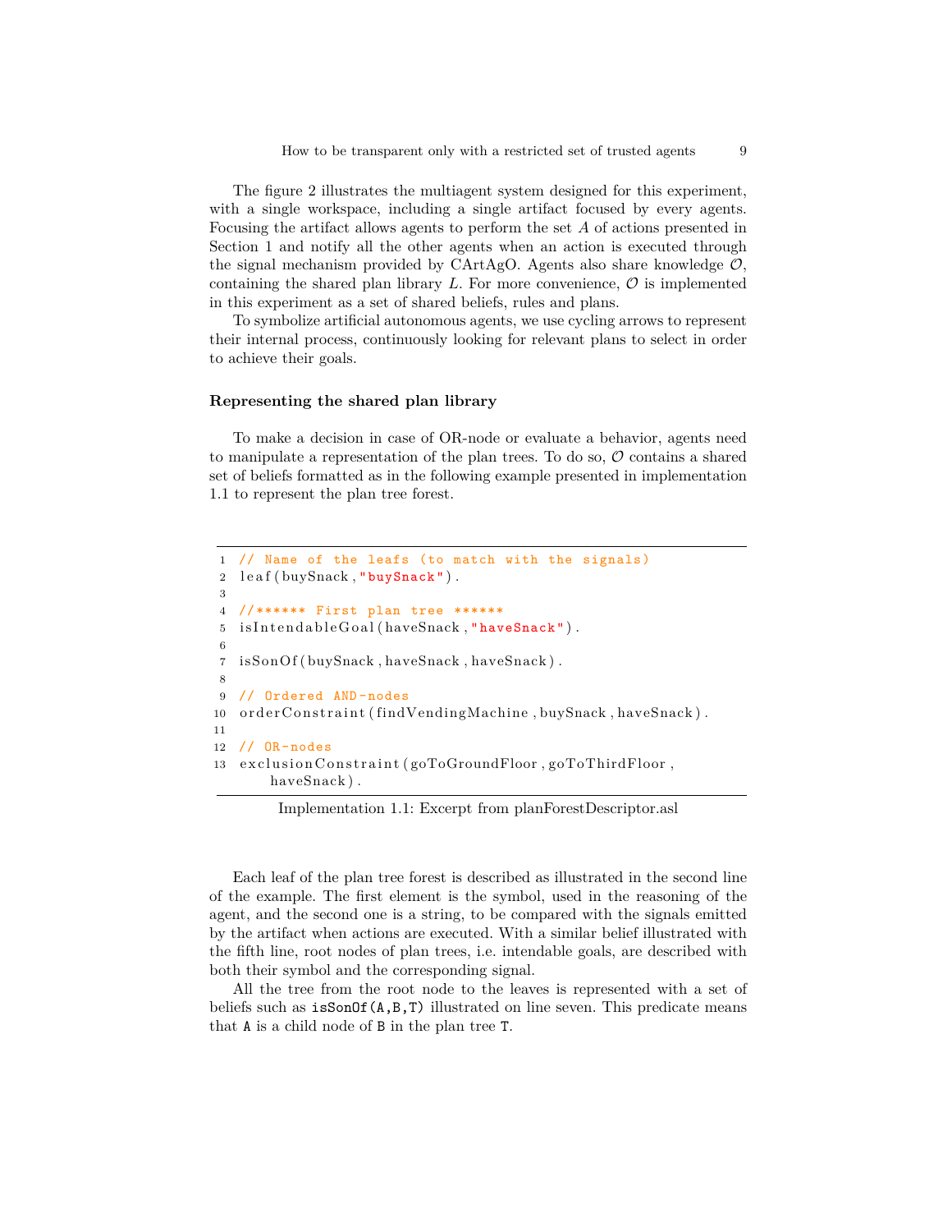The figure 2 illustrates the multiagent system designed for this experiment, with a single workspace, including a single artifact focused by every agents. Focusing the artifact allows agents to perform the set $A$ of actions presented in Section 1 and notify all the other agents when an action is executed through the signal mechanism provided by CArtAgO. Agents also share knowledge $\mathcal{O}$, containing the shared plan library $L$. For more convenience, $\mathcal{O}$ is implemented in this experiment as a set of shared beliefs, rules and plans.

To symbolize artificial autonomous agents, we use cycling arrows to represent their internal process, continuously looking for relevant plans to select in order to achieve their goals.

#### Representing the shared plan library

To make a decision in case of OR-node or evaluate a behavior, agents need to manipulate a representation of the plan trees. To do so, $\mathcal{O}$ contains a shared set of beliefs formatted as in the following example presented in implementation 1.1 to represent the plan tree forest.

```
1  // Name of the leafs (to match with the signals)
2  leaf(buySnack,"buySnack").
3
4  //****** First plan tree ******
5  isIntendableGoal(haveSnack,"haveSnack").
6
7  isSonOf(buySnack,haveSnack,haveSnack).
8
9  // Ordered AND-nodes
10 orderConstraint(findVendingMachine,buySnack,haveSnack).
11
12 // OR-nodes
13 exclusionConstraint(goToGroundFloor,goToThirdFloor,
       haveSnack).
```

Implementation 1.1: Excerpt from planForestDescriptor.asl

Each leaf of the plan tree forest is described as illustrated in the second line of the example. The first element is the symbol, used in the reasoning of the agent, and the second one is a string, to be compared with the signals emitted by the artifact when actions are executed. With a similar belief illustrated with the fifth line, root nodes of plan trees, i.e. intendable goals, are described with both their symbol and the corresponding signal.

All the tree from the root node to the leaves is represented with a set of beliefs such as `isSonOf(A,B,T)` illustrated on line seven. This predicate means that `A` is a child node of `B` in the plan tree `T`.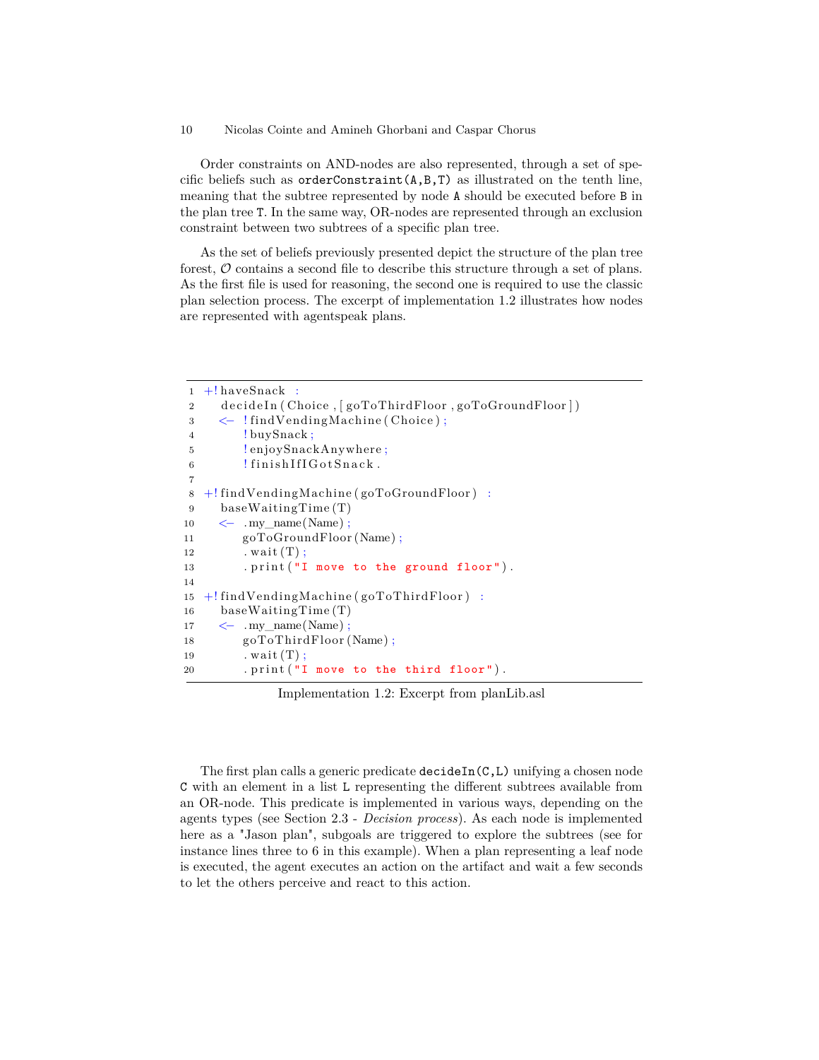Order constraints on AND-nodes are also represented, through a set of specific beliefs such as `orderConstraint(A,B,T)` as illustrated on the tenth line, meaning that the subtree represented by node `A` should be executed before `B` in the plan tree `T`. In the same way, OR-nodes are represented through an exclusion constraint between two subtrees of a specific plan tree.

As the set of beliefs previously presented depict the structure of the plan tree forest, $\mathcal{O}$ contains a second file to describe this structure through a set of plans. As the first file is used for reasoning, the second one is required to use the classic plan selection process. The excerpt of implementation 1.2 illustrates how nodes are represented with agentspeak plans.

```
1  +!haveSnack :
2     decideIn(Choice,[goToThirdFloor,goToGroundFloor])
3     <- !findVendingMachine(Choice);
4        !buySnack;
5        !enjoySnackAnywhere;
6        !finishIfIGotSnack.
7
8  +!findVendingMachine(goToGroundFloor) :
9     baseWaitingTime(T)
10    <- .my_name(Name);
11       goToGroundFloor(Name);
12       .wait(T);
13       .print("I move to the ground floor").
14
15 +!findVendingMachine(goToThirdFloor) :
16    baseWaitingTime(T)
17    <- .my_name(Name);
18       goToThirdFloor(Name);
19       .wait(T);
20       .print("I move to the third floor").
```

Implementation 1.2: Excerpt from planLib.asl

The first plan calls a generic predicate `decideIn(C,L)` unifying a chosen node `C` with an element in a list `L` representing the different subtrees available from an OR-node. This predicate is implemented in various ways, depending on the agents types (see Section 2.3 - *Decision process*). As each node is implemented here as a "Jason plan", subgoals are triggered to explore the subtrees (see for instance lines three to 6 in this example). When a plan representing a leaf node is executed, the agent executes an action on the artifact and wait a few seconds to let the others perceive and react to this action.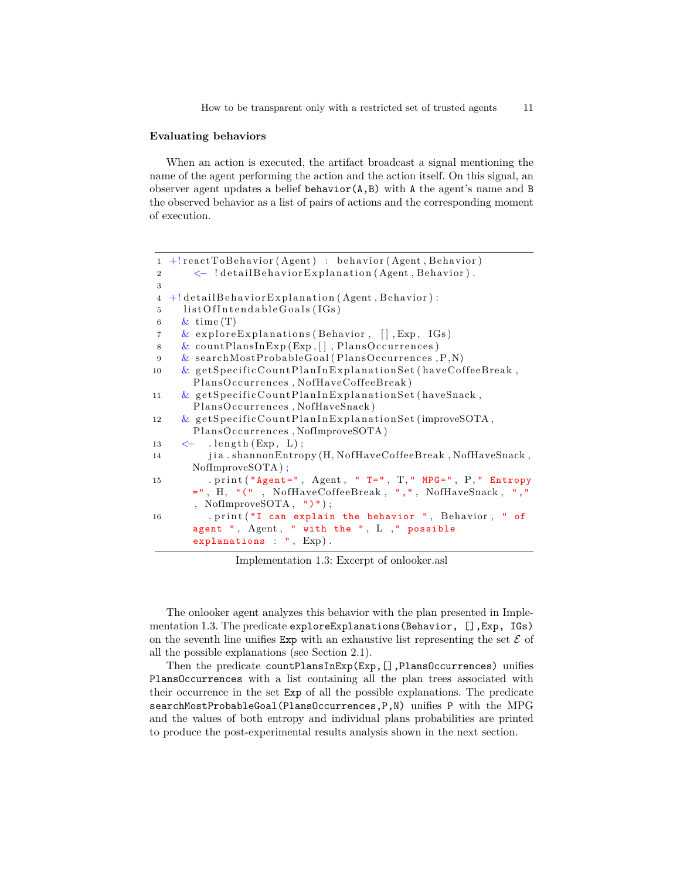### Evaluating behaviors

When an action is executed, the artifact broadcast a signal mentioning the name of the agent performing the action and the action itself. On this signal, an observer agent updates a belief `behavior(A,B)` with `A` the agent's name and `B` the observed behavior as a list of pairs of actions and the corresponding moment of execution.

```
1  +!reactToBehavior(Agent) : behavior(Agent,Behavior)
2      <- !detailBehaviorExplanation(Agent,Behavior).
3
4  +!detailBehaviorExplanation(Agent,Behavior):
5     listOfIntendableGoals(IGs)
6     & time(T)
7     & exploreExplanations(Behavior, [],Exp, IGs)
8     & countPlansInExp(Exp,[], PlansOccurrences)
9     & searchMostProbableGoal(PlansOccurrences,P,N)
10    & getSpecificCountPlanInExplanationSet(haveCoffeeBreak,
      PlansOccurrences,NofHaveCoffeeBreak)
11    & getSpecificCountPlanInExplanationSet(haveSnack,
      PlansOccurrences,NofHaveSnack)
12    & getSpecificCountPlanInExplanationSet(improveSOTA,
      PlansOccurrences,NofImproveSOTA)
13    <- .length(Exp, L);
14       jia.shannonEntropy(H,NofHaveCoffeeBreak,NofHaveSnack,
      NofImproveSOTA);
15       .print("Agent=", Agent, " T=", T," MPG=", P," Entropy
      =", H, "(" , NofHaveCoffeeBreak, ",", NofHaveSnack, ","
      , NofImproveSOTA, ")");
16       .print("I can explain the behavior ", Behavior, " of
      agent ", Agent, " with the ", L ," possible
      explanations : ", Exp).
```

Implementation 1.3: Excerpt of onlooker.asl

The onlooker agent analyzes this behavior with the plan presented in Implementation 1.3. The predicate `exploreExplanations(Behavior, [],Exp, IGs)` on the seventh line unifies `Exp` with an exhaustive list representing the set $\mathcal{E}$ of all the possible explanations (see Section 2.1).

Then the predicate `countPlansInExp(Exp,[],PlansOccurrences)` unifies `PlansOccurrences` with a list containing all the plan trees associated with their occurrence in the set `Exp` of all the possible explanations. The predicate `searchMostProbableGoal(PlansOccurrences,P,N)` unifies `P` with the MPG and the values of both entropy and individual plans probabilities are printed to produce the post-experimental results analysis shown in the next section.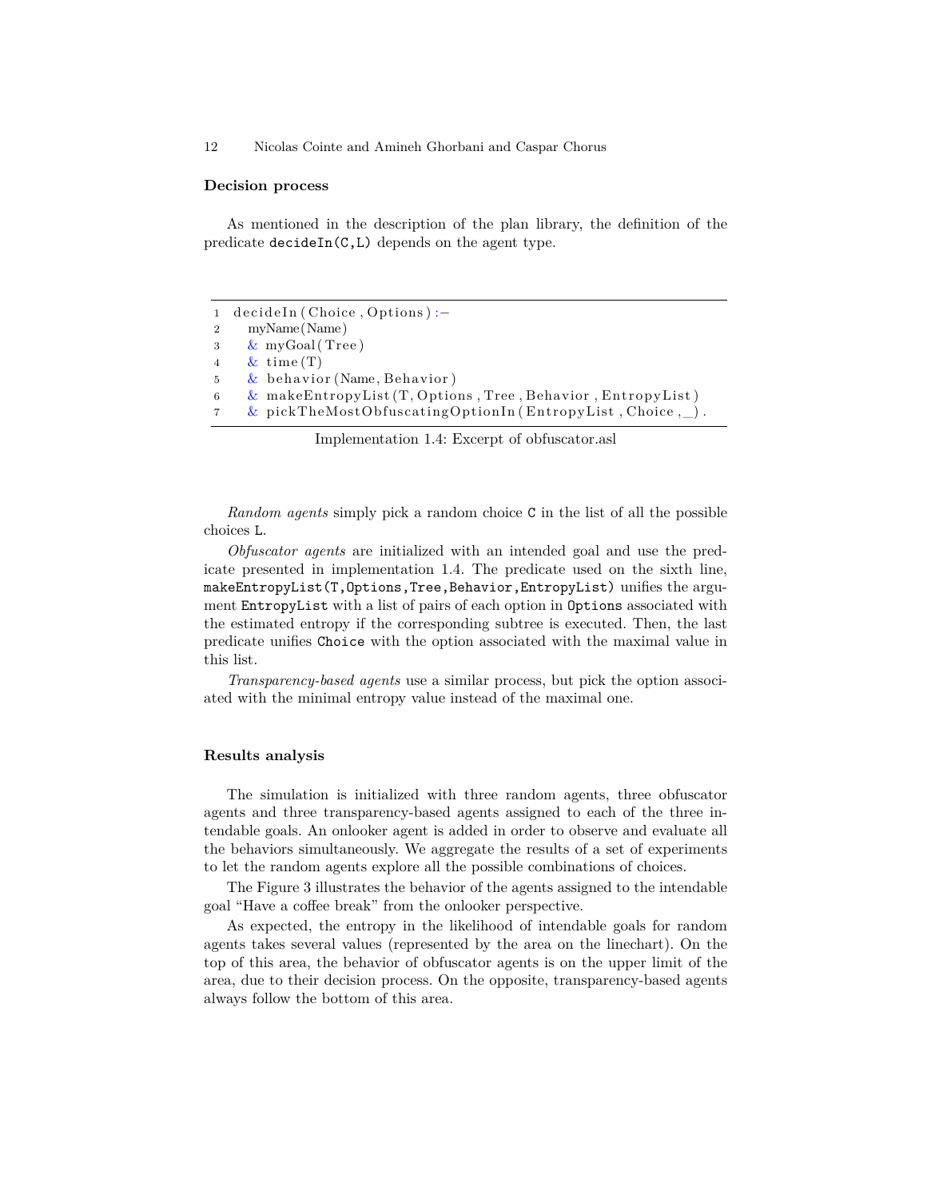**Decision process**

As mentioned in the description of the plan library, the definition of the predicate `decideIn(C,L)` depends on the agent type.

```
1  decideIn(Choice,Options):-
2    myName(Name)
3    & myGoal(Tree)
4    & time(T)
5    & behavior(Name,Behavior)
6    & makeEntropyList(T,Options,Tree,Behavior,EntropyList)
7    & pickTheMostObfuscatingOptionIn(EntropyList,Choice,_).
```

Implementation 1.4: Excerpt of obfuscator.asl

*Random agents* simply pick a random choice `C` in the list of all the possible choices `L`.

*Obfuscator agents* are initialized with an intended goal and use the predicate presented in implementation 1.4. The predicate used on the sixth line, `makeEntropyList(T,Options,Tree,Behavior,EntropyList)` unifies the argument `EntropyList` with a list of pairs of each option in `Options` associated with the estimated entropy if the corresponding subtree is executed. Then, the last predicate unifies `Choice` with the option associated with the maximal value in this list.

*Transparency-based agents* use a similar process, but pick the option associated with the minimal entropy value instead of the maximal one.

**Results analysis**

The simulation is initialized with three random agents, three obfuscator agents and three transparency-based agents assigned to each of the three intendable goals. An onlooker agent is added in order to observe and evaluate all the behaviors simultaneously. We aggregate the results of a set of experiments to let the random agents explore all the possible combinations of choices.

The Figure 3 illustrates the behavior of the agents assigned to the intendable goal "Have a coffee break" from the onlooker perspective.

As expected, the entropy in the likelihood of intendable goals for random agents takes several values (represented by the area on the linechart). On the top of this area, the behavior of obfuscator agents is on the upper limit of the area, due to their decision process. On the opposite, transparency-based agents always follow the bottom of this area.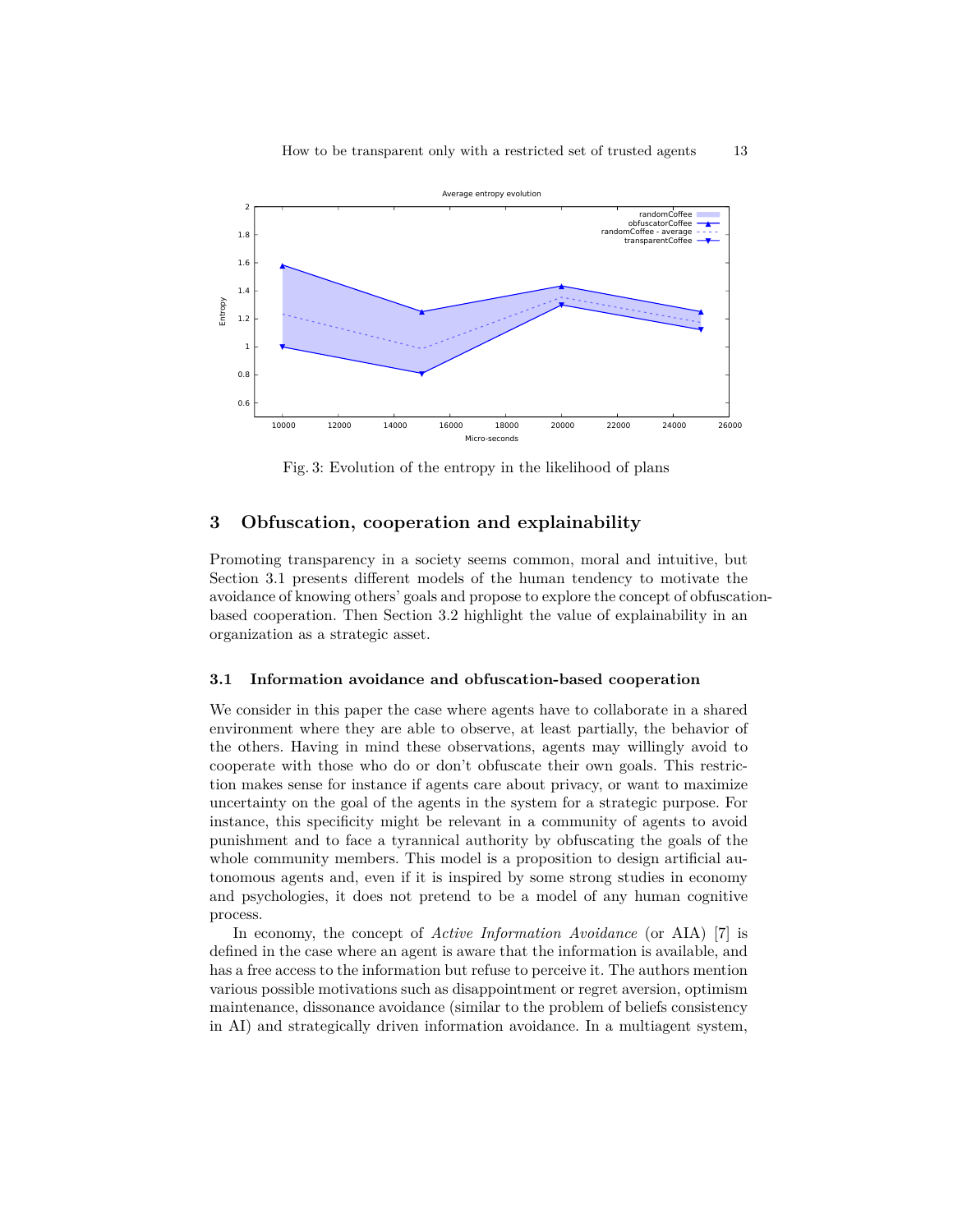Fig. 3: Evolution of the entropy in the likelihood of plans

## 3 Obfuscation, cooperation and explainability

Promoting transparency in a society seems common, moral and intuitive, but Section 3.1 presents different models of the human tendency to motivate the avoidance of knowing others' goals and propose to explore the concept of obfuscation-based cooperation. Then Section 3.2 highlight the value of explainability in an organization as a strategic asset.

### 3.1 Information avoidance and obfuscation-based cooperation

We consider in this paper the case where agents have to collaborate in a shared environment where they are able to observe, at least partially, the behavior of the others. Having in mind these observations, agents may willingly avoid to cooperate with those who do or don't obfuscate their own goals. This restriction makes sense for instance if agents care about privacy, or want to maximize uncertainty on the goal of the agents in the system for a strategic purpose. For instance, this specificity might be relevant in a community of agents to avoid punishment and to face a tyrannical authority by obfuscating the goals of the whole community members. This model is a proposition to design artificial autonomous agents and, even if it is inspired by some strong studies in economy and psychologies, it does not pretend to be a model of any human cognitive process.

In economy, the concept of *Active Information Avoidance* (or AIA) [7] is defined in the case where an agent is aware that the information is available, and has a free access to the information but refuse to perceive it. The authors mention various possible motivations such as disappointment or regret aversion, optimism maintenance, dissonance avoidance (similar to the problem of beliefs consistency in AI) and strategically driven information avoidance. In a multiagent system,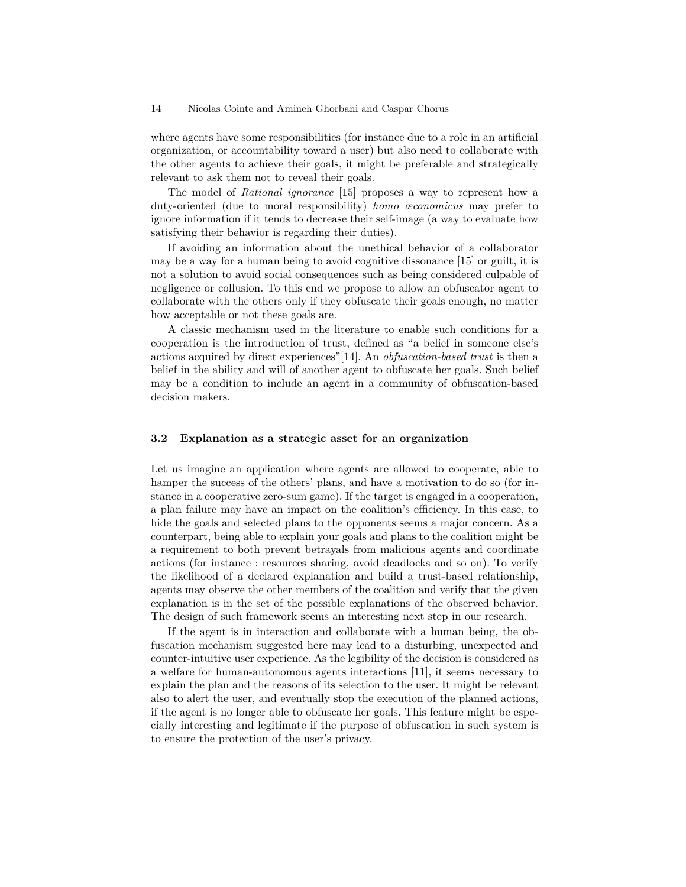where agents have some responsibilities (for instance due to a role in an artificial organization, or accountability toward a user) but also need to collaborate with the other agents to achieve their goals, it might be preferable and strategically relevant to ask them not to reveal their goals.

The model of *Rational ignorance* [15] proposes a way to represent how a duty-oriented (due to moral responsibility) *homo œconomicus* may prefer to ignore information if it tends to decrease their self-image (a way to evaluate how satisfying their behavior is regarding their duties).

If avoiding an information about the unethical behavior of a collaborator may be a way for a human being to avoid cognitive dissonance [15] or guilt, it is not a solution to avoid social consequences such as being considered culpable of negligence or collusion. To this end we propose to allow an obfuscator agent to collaborate with the others only if they obfuscate their goals enough, no matter how acceptable or not these goals are.

A classic mechanism used in the literature to enable such conditions for a cooperation is the introduction of trust, defined as "a belief in someone else's actions acquired by direct experiences"[14]. An *obfuscation-based trust* is then a belief in the ability and will of another agent to obfuscate her goals. Such belief may be a condition to include an agent in a community of obfuscation-based decision makers.

### 3.2 Explanation as a strategic asset for an organization

Let us imagine an application where agents are allowed to cooperate, able to hamper the success of the others' plans, and have a motivation to do so (for instance in a cooperative zero-sum game). If the target is engaged in a cooperation, a plan failure may have an impact on the coalition's efficiency. In this case, to hide the goals and selected plans to the opponents seems a major concern. As a counterpart, being able to explain your goals and plans to the coalition might be a requirement to both prevent betrayals from malicious agents and coordinate actions (for instance : resources sharing, avoid deadlocks and so on). To verify the likelihood of a declared explanation and build a trust-based relationship, agents may observe the other members of the coalition and verify that the given explanation is in the set of the possible explanations of the observed behavior. The design of such framework seems an interesting next step in our research.

If the agent is in interaction and collaborate with a human being, the obfuscation mechanism suggested here may lead to a disturbing, unexpected and counter-intuitive user experience. As the legibility of the decision is considered as a welfare for human-autonomous agents interactions [11], it seems necessary to explain the plan and the reasons of its selection to the user. It might be relevant also to alert the user, and eventually stop the execution of the planned actions, if the agent is no longer able to obfuscate her goals. This feature might be especially interesting and legitimate if the purpose of obfuscation in such system is to ensure the protection of the user's privacy.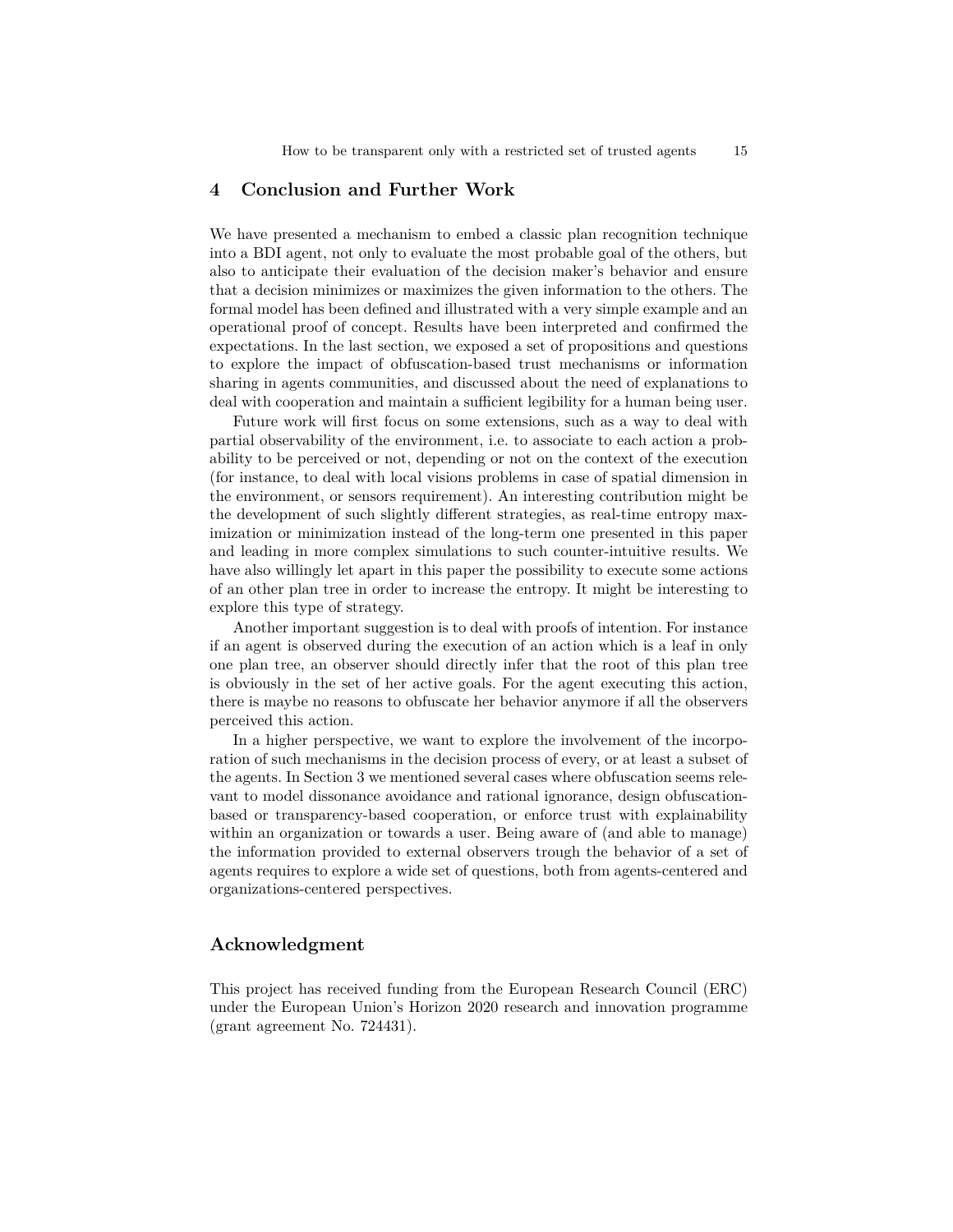## 4 Conclusion and Further Work

We have presented a mechanism to embed a classic plan recognition technique into a BDI agent, not only to evaluate the most probable goal of the others, but also to anticipate their evaluation of the decision maker's behavior and ensure that a decision minimizes or maximizes the given information to the others. The formal model has been defined and illustrated with a very simple example and an operational proof of concept. Results have been interpreted and confirmed the expectations. In the last section, we exposed a set of propositions and questions to explore the impact of obfuscation-based trust mechanisms or information sharing in agents communities, and discussed about the need of explanations to deal with cooperation and maintain a sufficient legibility for a human being user.

Future work will first focus on some extensions, such as a way to deal with partial observability of the environment, i.e. to associate to each action a probability to be perceived or not, depending or not on the context of the execution (for instance, to deal with local visions problems in case of spatial dimension in the environment, or sensors requirement). An interesting contribution might be the development of such slightly different strategies, as real-time entropy maximization or minimization instead of the long-term one presented in this paper and leading in more complex simulations to such counter-intuitive results. We have also willingly let apart in this paper the possibility to execute some actions of an other plan tree in order to increase the entropy. It might be interesting to explore this type of strategy.

Another important suggestion is to deal with proofs of intention. For instance if an agent is observed during the execution of an action which is a leaf in only one plan tree, an observer should directly infer that the root of this plan tree is obviously in the set of her active goals. For the agent executing this action, there is maybe no reasons to obfuscate her behavior anymore if all the observers perceived this action.

In a higher perspective, we want to explore the involvement of the incorporation of such mechanisms in the decision process of every, or at least a subset of the agents. In Section 3 we mentioned several cases where obfuscation seems relevant to model dissonance avoidance and rational ignorance, design obfuscation-based or transparency-based cooperation, or enforce trust with explainability within an organization or towards a user. Being aware of (and able to manage) the information provided to external observers trough the behavior of a set of agents requires to explore a wide set of questions, both from agents-centered and organizations-centered perspectives.

## Acknowledgment

This project has received funding from the European Research Council (ERC) under the European Union's Horizon 2020 research and innovation programme (grant agreement No. 724431).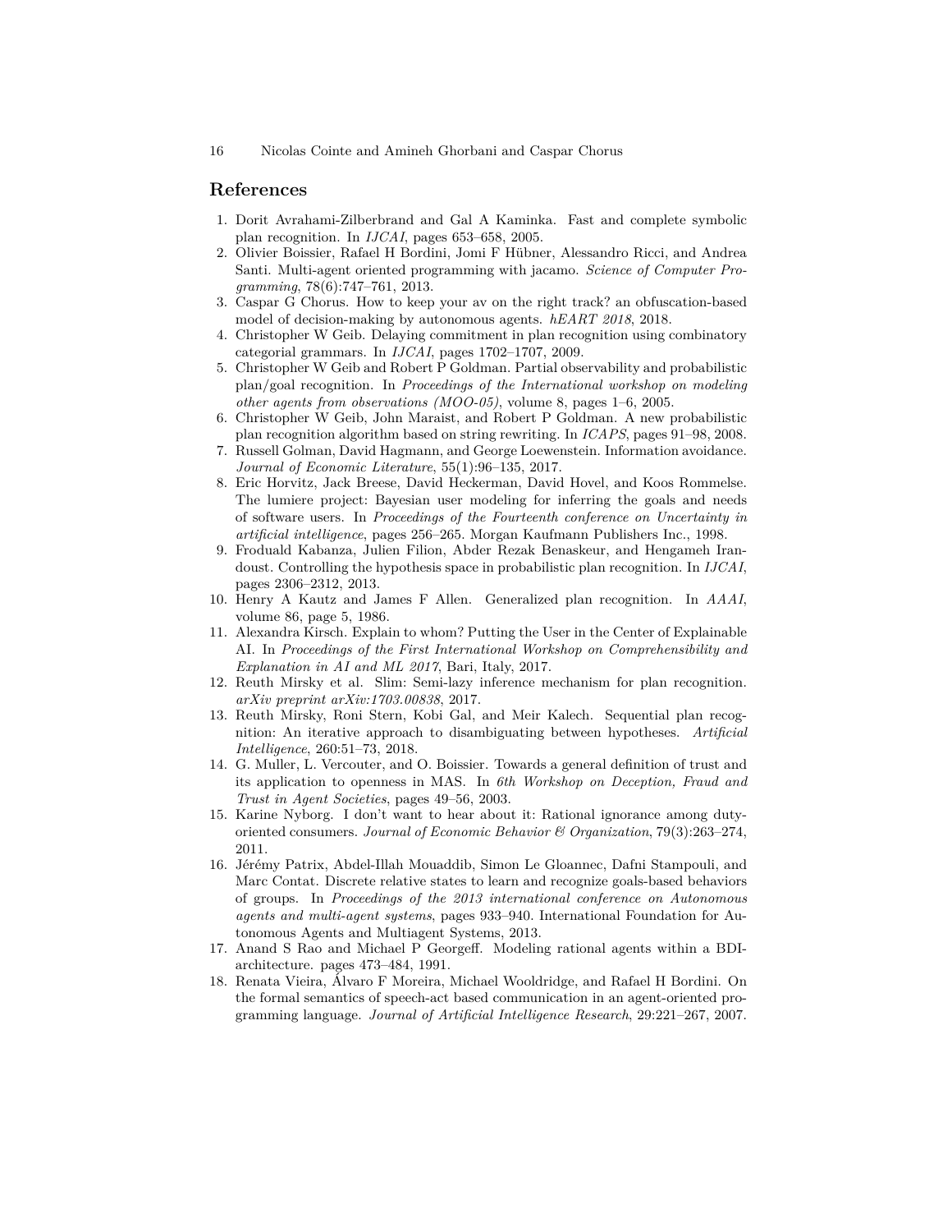## References

1. Dorit Avrahami-Zilberbrand and Gal A Kaminka. Fast and complete symbolic plan recognition. In *IJCAI*, pages 653–658, 2005.
2. Olivier Boissier, Rafael H Bordini, Jomi F Hübner, Alessandro Ricci, and Andrea Santi. Multi-agent oriented programming with jacamo. *Science of Computer Programming*, 78(6):747–761, 2013.
3. Caspar G Chorus. How to keep your av on the right track? an obfuscation-based model of decision-making by autonomous agents. *hEART 2018*, 2018.
4. Christopher W Geib. Delaying commitment in plan recognition using combinatory categorial grammars. In *IJCAI*, pages 1702–1707, 2009.
5. Christopher W Geib and Robert P Goldman. Partial observability and probabilistic plan/goal recognition. In *Proceedings of the International workshop on modeling other agents from observations (MOO-05)*, volume 8, pages 1–6, 2005.
6. Christopher W Geib, John Maraist, and Robert P Goldman. A new probabilistic plan recognition algorithm based on string rewriting. In *ICAPS*, pages 91–98, 2008.
7. Russell Golman, David Hagmann, and George Loewenstein. Information avoidance. *Journal of Economic Literature*, 55(1):96–135, 2017.
8. Eric Horvitz, Jack Breese, David Heckerman, David Hovel, and Koos Rommelse. The lumiere project: Bayesian user modeling for inferring the goals and needs of software users. In *Proceedings of the Fourteenth conference on Uncertainty in artificial intelligence*, pages 256–265. Morgan Kaufmann Publishers Inc., 1998.
9. Froduald Kabanza, Julien Filion, Abder Rezak Benaskeur, and Hengameh Irandoust. Controlling the hypothesis space in probabilistic plan recognition. In *IJCAI*, pages 2306–2312, 2013.
10. Henry A Kautz and James F Allen. Generalized plan recognition. In *AAAI*, volume 86, page 5, 1986.
11. Alexandra Kirsch. Explain to whom? Putting the User in the Center of Explainable AI. In *Proceedings of the First International Workshop on Comprehensibility and Explanation in AI and ML 2017*, Bari, Italy, 2017.
12. Reuth Mirsky et al. Slim: Semi-lazy inference mechanism for plan recognition. *arXiv preprint arXiv:1703.00838*, 2017.
13. Reuth Mirsky, Roni Stern, Kobi Gal, and Meir Kalech. Sequential plan recognition: An iterative approach to disambiguating between hypotheses. *Artificial Intelligence*, 260:51–73, 2018.
14. G. Muller, L. Vercouter, and O. Boissier. Towards a general definition of trust and its application to openness in MAS. In *6th Workshop on Deception, Fraud and Trust in Agent Societies*, pages 49–56, 2003.
15. Karine Nyborg. I don't want to hear about it: Rational ignorance among duty-oriented consumers. *Journal of Economic Behavior & Organization*, 79(3):263–274, 2011.
16. Jérémy Patrix, Abdel-Illah Mouaddib, Simon Le Gloannec, Dafni Stampouli, and Marc Contat. Discrete relative states to learn and recognize goals-based behaviors of groups. In *Proceedings of the 2013 international conference on Autonomous agents and multi-agent systems*, pages 933–940. International Foundation for Autonomous Agents and Multiagent Systems, 2013.
17. Anand S Rao and Michael P Georgeff. Modeling rational agents within a BDI-architecture. pages 473–484, 1991.
18. Renata Vieira, Álvaro F Moreira, Michael Wooldridge, and Rafael H Bordini. On the formal semantics of speech-act based communication in an agent-oriented programming language. *Journal of Artificial Intelligence Research*, 29:221–267, 2007.